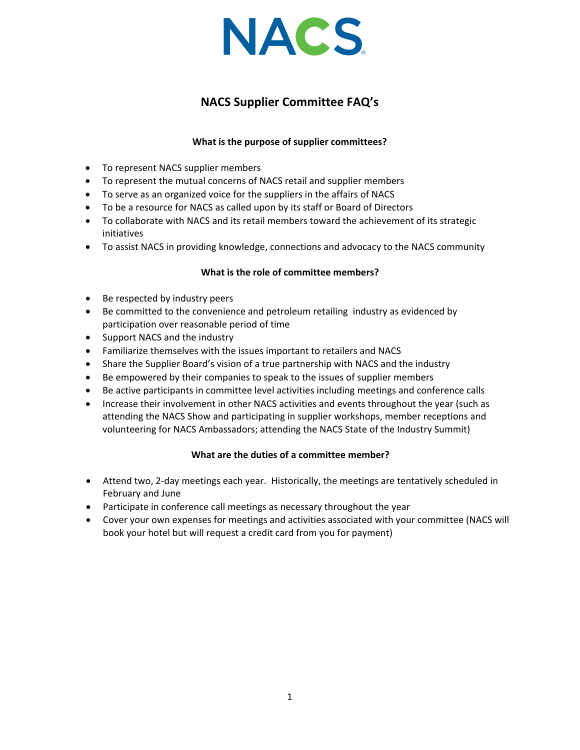# NACS Supplier Committee FAQ's

### What is the purpose of supplier committees?

- To represent NACS supplier members
- To represent the mutual concerns of NACS retail and supplier members
- To serve as an organized voice for the suppliers in the affairs of NACS
- To be a resource for NACS as called upon by its staff or Board of Directors
- To collaborate with NACS and its retail members toward the achievement of its strategic initiatives
- To assist NACS in providing knowledge, connections and advocacy to the NACS community

### What is the role of committee members?

- Be respected by industry peers
- Be committed to the convenience and petroleum retailing industry as evidenced by participation over reasonable period of time
- Support NACS and the industry
- Familiarize themselves with the issues important to retailers and NACS
- Share the Supplier Board's vision of a true partnership with NACS and the industry
- Be empowered by their companies to speak to the issues of supplier members
- Be active participants in committee level activities including meetings and conference calls
- Increase their involvement in other NACS activities and events throughout the year (such as attending the NACS Show and participating in supplier workshops, member receptions and volunteering for NACS Ambassadors; attending the NACS State of the Industry Summit)

### What are the duties of a committee member?

- Attend two, 2-day meetings each year. Historically, the meetings are tentatively scheduled in February and June
- Participate in conference call meetings as necessary throughout the year
- Cover your own expenses for meetings and activities associated with your committee (NACS will book your hotel but will request a credit card from you for payment)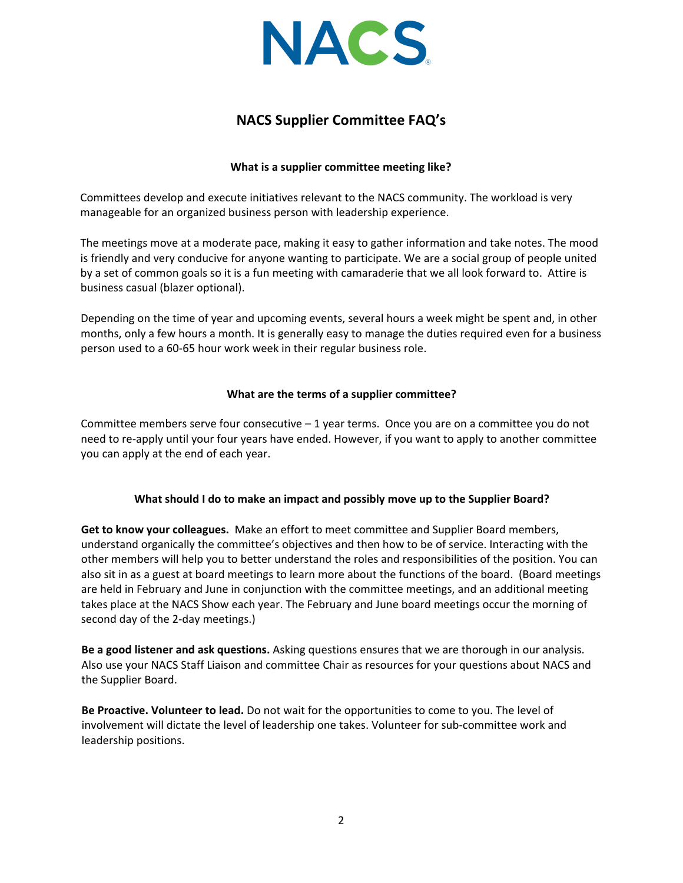# NACS Supplier Committee FAQ's

### What is a supplier committee meeting like?

Committees develop and execute initiatives relevant to the NACS community. The workload is very manageable for an organized business person with leadership experience.

The meetings move at a moderate pace, making it easy to gather information and take notes. The mood is friendly and very conducive for anyone wanting to participate. We are a social group of people united by a set of common goals so it is a fun meeting with camaraderie that we all look forward to. Attire is business casual (blazer optional).

Depending on the time of year and upcoming events, several hours a week might be spent and, in other months, only a few hours a month. It is generally easy to manage the duties required even for a business person used to a 60-65 hour work week in their regular business role.

### What are the terms of a supplier committee?

Committee members serve four consecutive – 1 year terms. Once you are on a committee you do not need to re-apply until your four years have ended. However, if you want to apply to another committee you can apply at the end of each year.

### What should I do to make an impact and possibly move up to the Supplier Board?

**Get to know your colleagues.** Make an effort to meet committee and Supplier Board members, understand organically the committee's objectives and then how to be of service. Interacting with the other members will help you to better understand the roles and responsibilities of the position. You can also sit in as a guest at board meetings to learn more about the functions of the board. (Board meetings are held in February and June in conjunction with the committee meetings, and an additional meeting takes place at the NACS Show each year. The February and June board meetings occur the morning of second day of the 2-day meetings.)

**Be a good listener and ask questions.** Asking questions ensures that we are thorough in our analysis. Also use your NACS Staff Liaison and committee Chair as resources for your questions about NACS and the Supplier Board.

**Be Proactive. Volunteer to lead.** Do not wait for the opportunities to come to you. The level of involvement will dictate the level of leadership one takes. Volunteer for sub-committee work and leadership positions.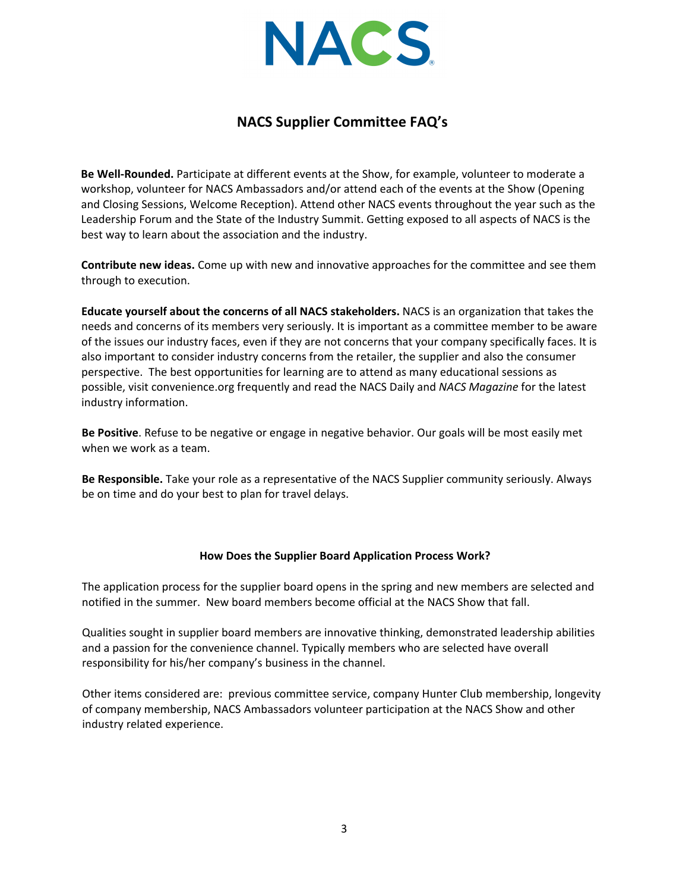# NACS Supplier Committee FAQ's

**Be Well-Rounded.** Participate at different events at the Show, for example, volunteer to moderate a workshop, volunteer for NACS Ambassadors and/or attend each of the events at the Show (Opening and Closing Sessions, Welcome Reception). Attend other NACS events throughout the year such as the Leadership Forum and the State of the Industry Summit. Getting exposed to all aspects of NACS is the best way to learn about the association and the industry.

**Contribute new ideas.** Come up with new and innovative approaches for the committee and see them through to execution.

**Educate yourself about the concerns of all NACS stakeholders.** NACS is an organization that takes the needs and concerns of its members very seriously. It is important as a committee member to be aware of the issues our industry faces, even if they are not concerns that your company specifically faces. It is also important to consider industry concerns from the retailer, the supplier and also the consumer perspective. The best opportunities for learning are to attend as many educational sessions as possible, visit convenience.org frequently and read the NACS Daily and *NACS Magazine* for the latest industry information.

**Be Positive**. Refuse to be negative or engage in negative behavior. Our goals will be most easily met when we work as a team.

**Be Responsible.** Take your role as a representative of the NACS Supplier community seriously. Always be on time and do your best to plan for travel delays.

### How Does the Supplier Board Application Process Work?

The application process for the supplier board opens in the spring and new members are selected and notified in the summer. New board members become official at the NACS Show that fall.

Qualities sought in supplier board members are innovative thinking, demonstrated leadership abilities and a passion for the convenience channel. Typically members who are selected have overall responsibility for his/her company's business in the channel.

Other items considered are: previous committee service, company Hunter Club membership, longevity of company membership, NACS Ambassadors volunteer participation at the NACS Show and other industry related experience.